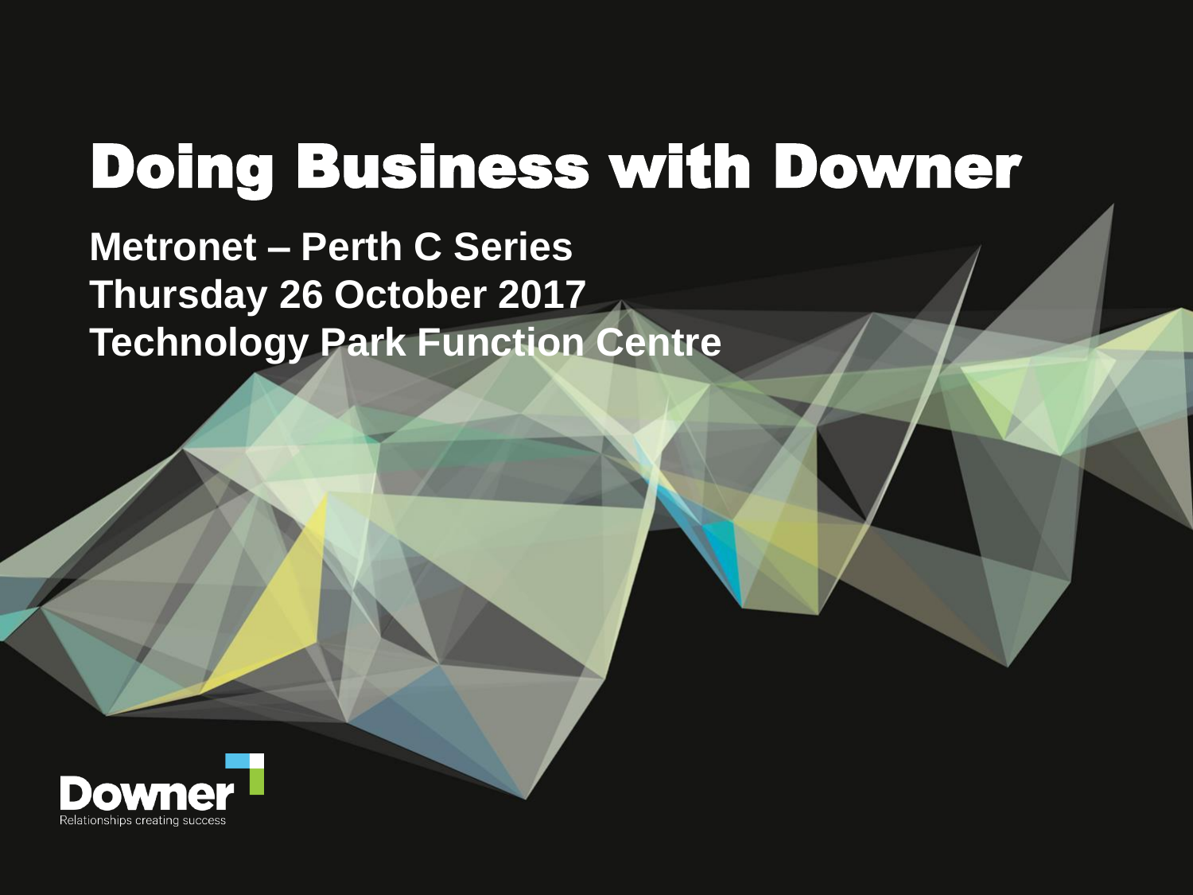# Doing Business with Downer

**Metronet – Perth C Series**
**Thursday 26 October 2017**
**Technology Park Function Centre**

Downer
Relationships creating success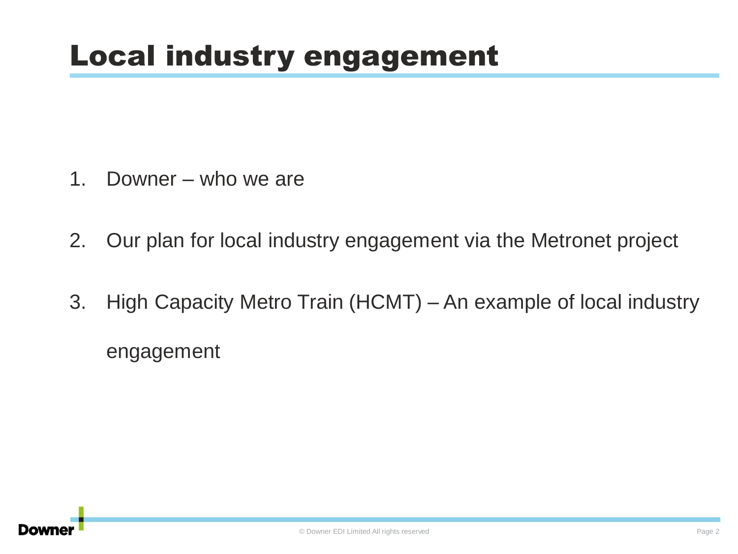# Local industry engagement

1. Downer – who we are
2. Our plan for local industry engagement via the Metronet project
3. High Capacity Metro Train (HCMT) – An example of local industry engagement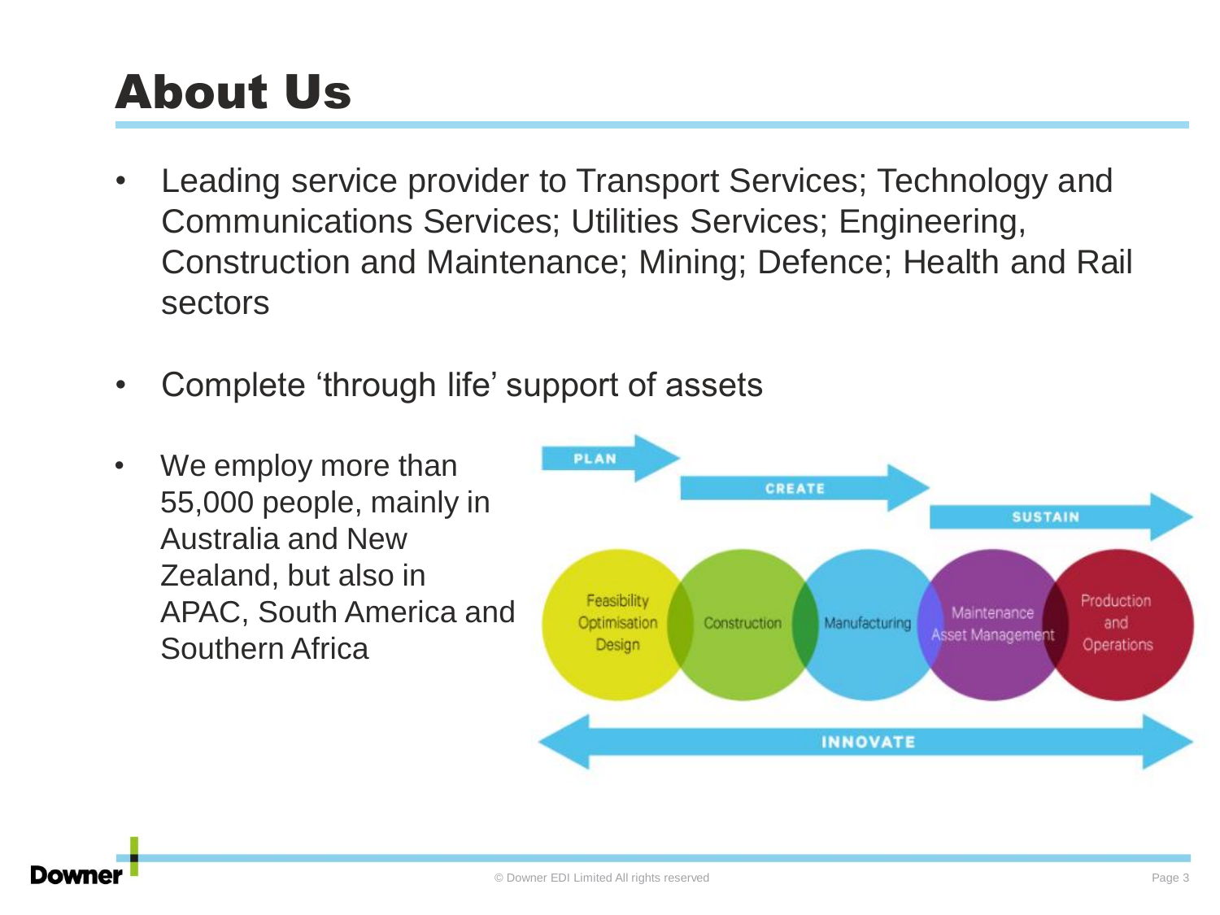# About Us

- Leading service provider to Transport Services; Technology and Communications Services; Utilities Services; Engineering, Construction and Maintenance; Mining; Defence; Health and Rail sectors
- Complete 'through life' support of assets
- We employ more than 55,000 people, mainly in Australia and New Zealand, but also in APAC, South America and Southern Africa

PLAN

CREATE

SUSTAIN

Feasibility Optimisation Design

Construction

Manufacturing

Maintenance Asset Management

Production and Operations

INNOVATE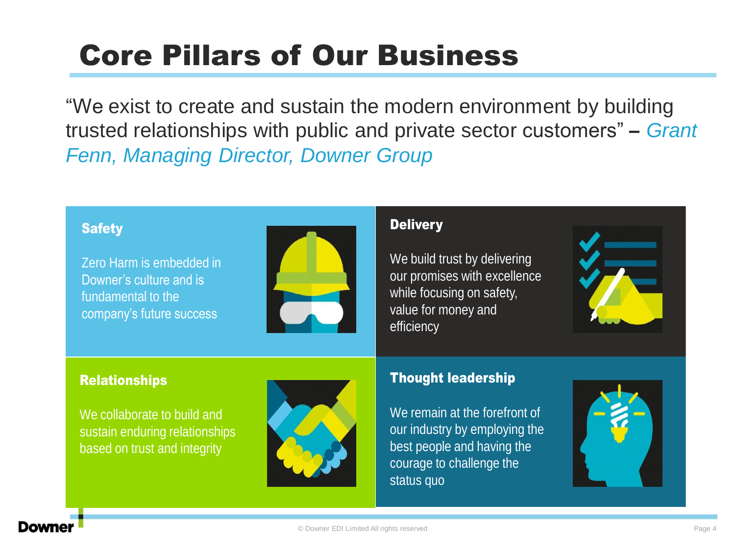# Core Pillars of Our Business

"We exist to create and sustain the modern environment by building trusted relationships with public and private sector customers" – *Grant Fenn, Managing Director, Downer Group*

## Safety

Zero Harm is embedded in Downer's culture and is fundamental to the company's future success

## Delivery

We build trust by delivering our promises with excellence while focusing on safety, value for money and efficiency

## Relationships

We collaborate to build and sustain enduring relationships based on trust and integrity

## Thought leadership

We remain at the forefront of our industry by employing the best people and having the courage to challenge the status quo

© Downer EDI Limited All rights reserved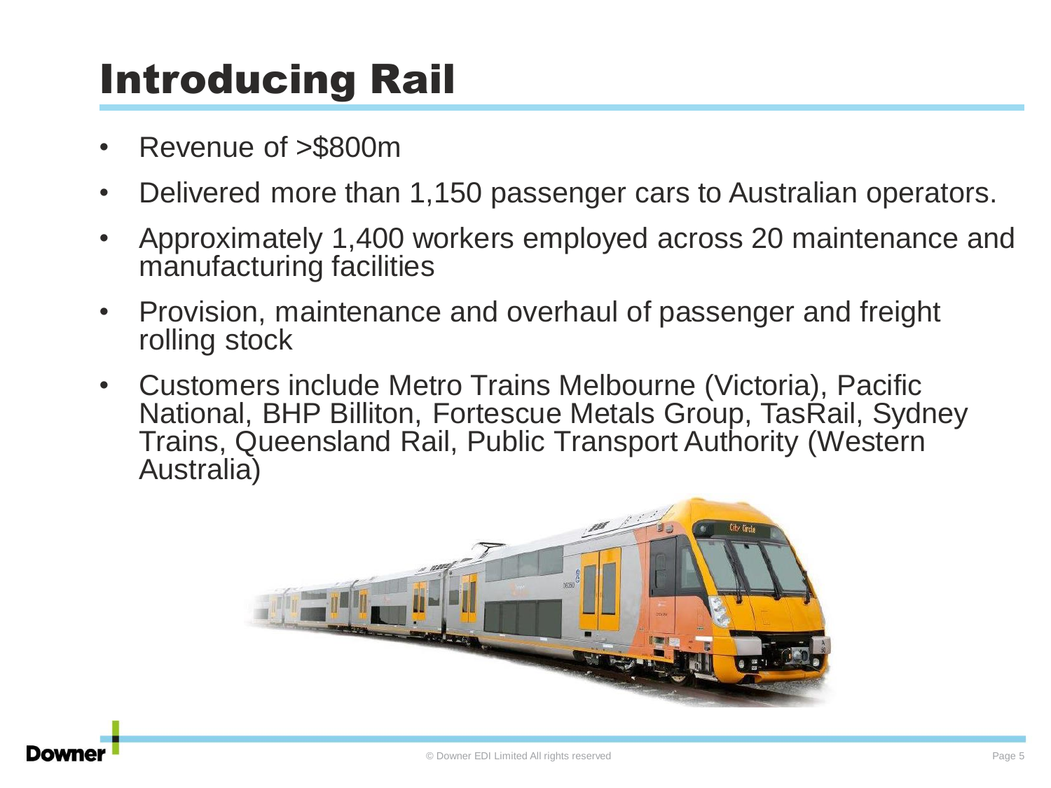# Introducing Rail

- Revenue of >$800m
- Delivered more than 1,150 passenger cars to Australian operators.
- Approximately 1,400 workers employed across 20 maintenance and manufacturing facilities
- Provision, maintenance and overhaul of passenger and freight rolling stock
- Customers include Metro Trains Melbourne (Victoria), Pacific National, BHP Billiton, Fortescue Metals Group, TasRail, Sydney Trains, Queensland Rail, Public Transport Authority (Western Australia)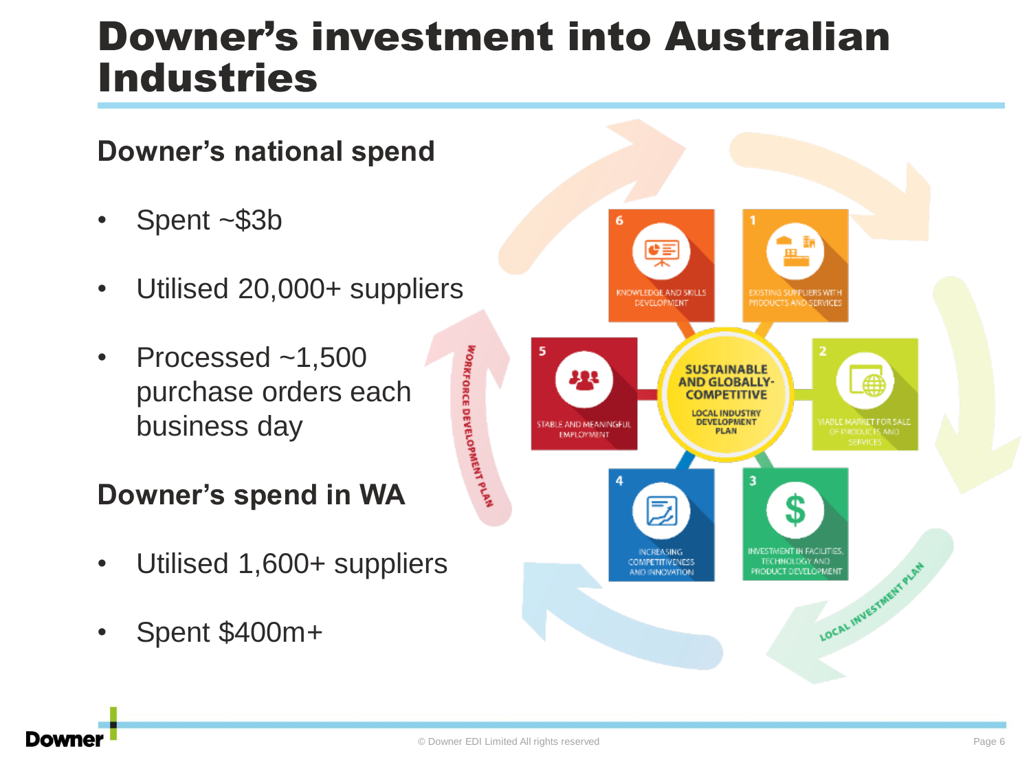# Downer's investment into Australian Industries

## Downer's national spend

- Spent ~$3b
- Utilised 20,000+ suppliers
- Processed ~1,500 purchase orders each business day

## Downer's spend in WA

- Utilised 1,600+ suppliers
- Spent $400m+

SUSTAINABLE AND GLOBALLY-COMPETITIVE

LOCAL INDUSTRY DEVELOPMENT PLAN

1. EXISTING SUPPLIERS WITH PRODUCTS AND SERVICES
2. VIABLE MARKET FOR SALE OF PRODUCTS AND SERVICES
3. INVESTMENT IN FACILITIES, TECHNOLOGY AND PRODUCT DEVELOPMENT
4. INCREASING COMPETITIVENESS AND INNOVATION
5. STABLE AND MEANINGFUL EMPLOYMENT
6. KNOWLEDGE AND SKILLS DEVELOPMENT

WORKFORCE DEVELOPMENT PLAN

LOCAL INVESTMENT PLAN

© Downer EDI Limited All rights reserved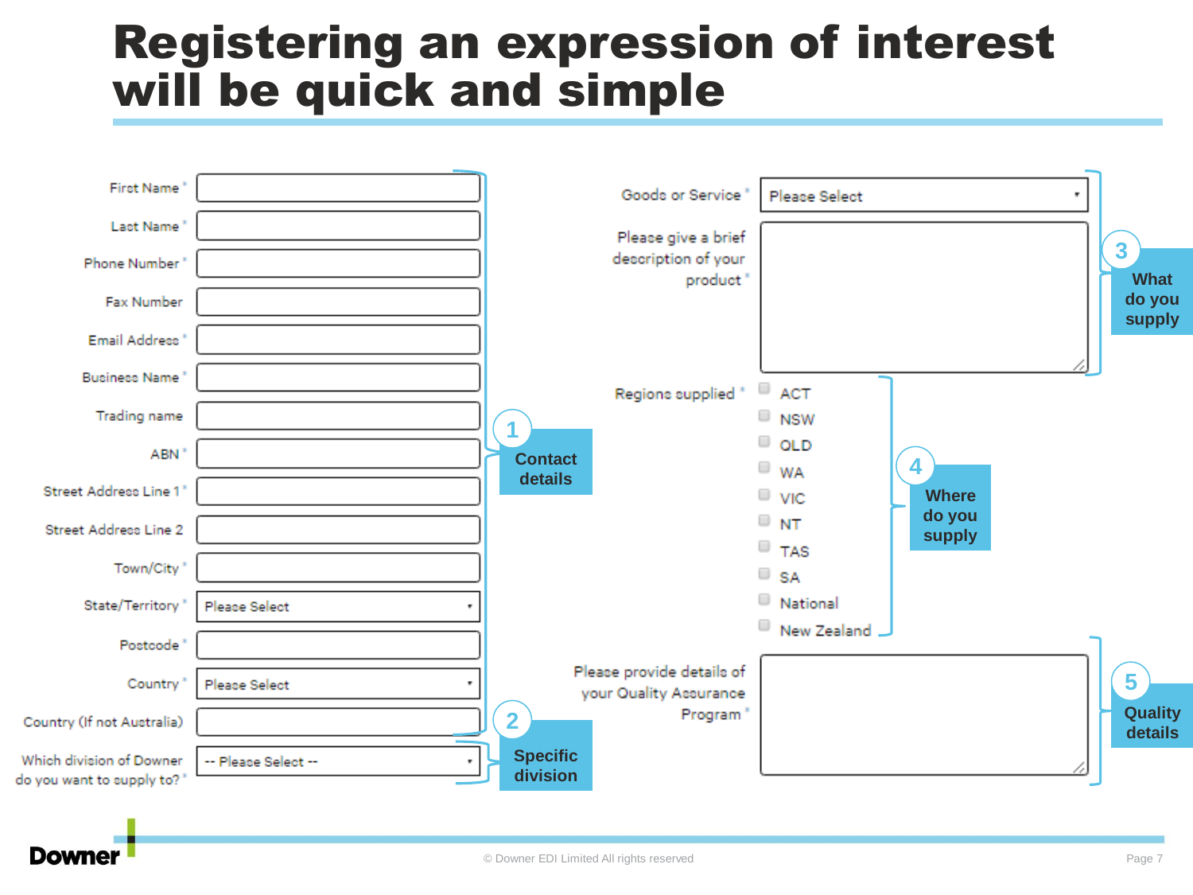# Registering an expression of interest will be quick and simple

**1 Contact details**

- First Name *
- Last Name *
- Phone Number *
- Fax Number
- Email Address *
- Business Name *
- Trading name
- ABN *
- Street Address Line 1 *
- Street Address Line 2
- Town/City *
- State/Territory * — Please Select
- Postcode *
- Country * — Please Select
- Country (If not Australia)

**2 Specific division**

- Which division of Downer do you want to supply to? * — -- Please Select --

**3 What do you supply**

- Goods or Service * — Please Select
- Please give a brief description of your product *

**4 Where do you supply**

Regions supplied *

- ACT
- NSW
- QLD
- WA
- VIC
- NT
- TAS
- SA
- National
- New Zealand

**5 Quality details**

- Please provide details of your Quality Assurance Program *

© Downer EDI Limited All rights reserved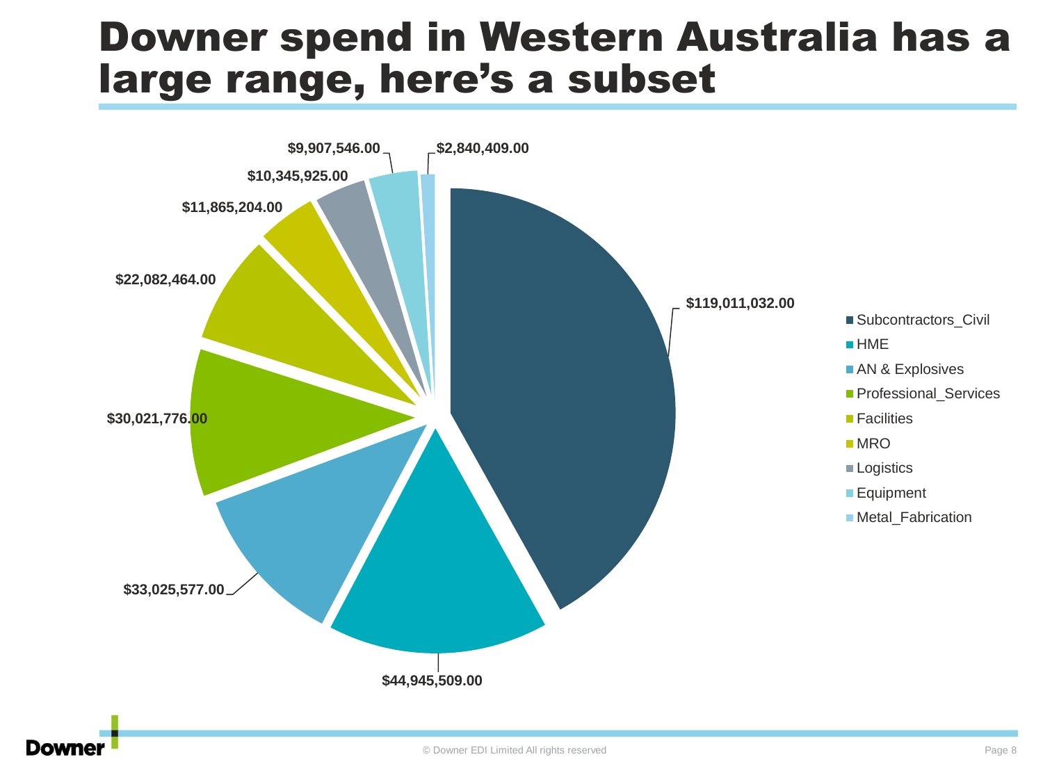# Downer spend in Western Australia has a large range, here's a subset

| Category | Spend |
| --- | --- |
| Subcontractors_Civil | $119,011,032.00 |
| HME | $44,945,509.00 |
| AN & Explosives | $33,025,577.00 |
| Professional_Services | $30,021,776.00 |
| Facilities | $22,082,464.00 |
| MRO | $11,865,204.00 |
| Logistics | $10,345,925.00 |
| Equipment | $9,907,546.00 |
| Metal_Fabrication | $2,840,409.00 |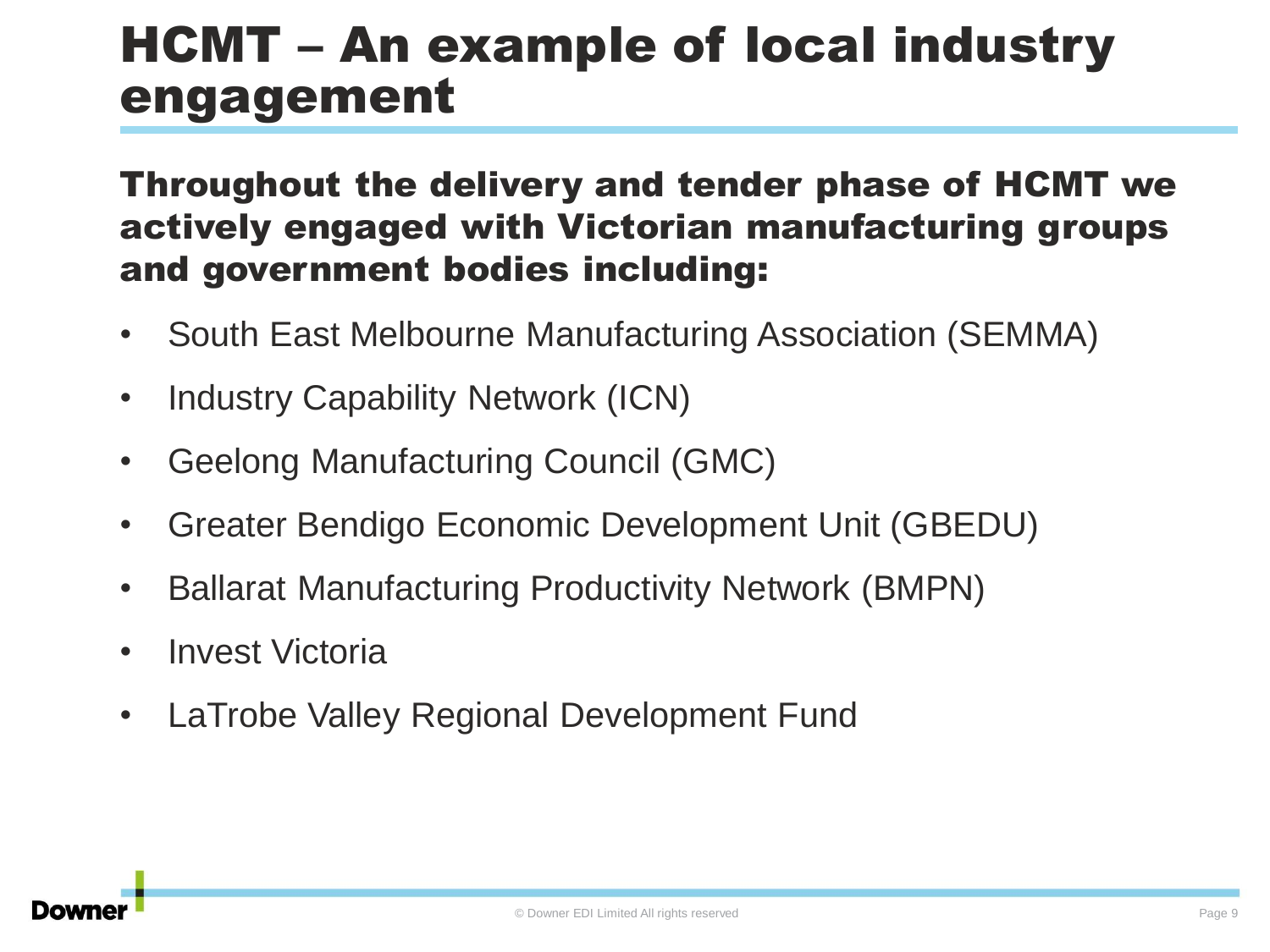# HCMT – An example of local industry engagement

**Throughout the delivery and tender phase of HCMT we actively engaged with Victorian manufacturing groups and government bodies including:**

- South East Melbourne Manufacturing Association (SEMMA)
- Industry Capability Network (ICN)
- Geelong Manufacturing Council (GMC)
- Greater Bendigo Economic Development Unit (GBEDU)
- Ballarat Manufacturing Productivity Network (BMPN)
- Invest Victoria
- LaTrobe Valley Regional Development Fund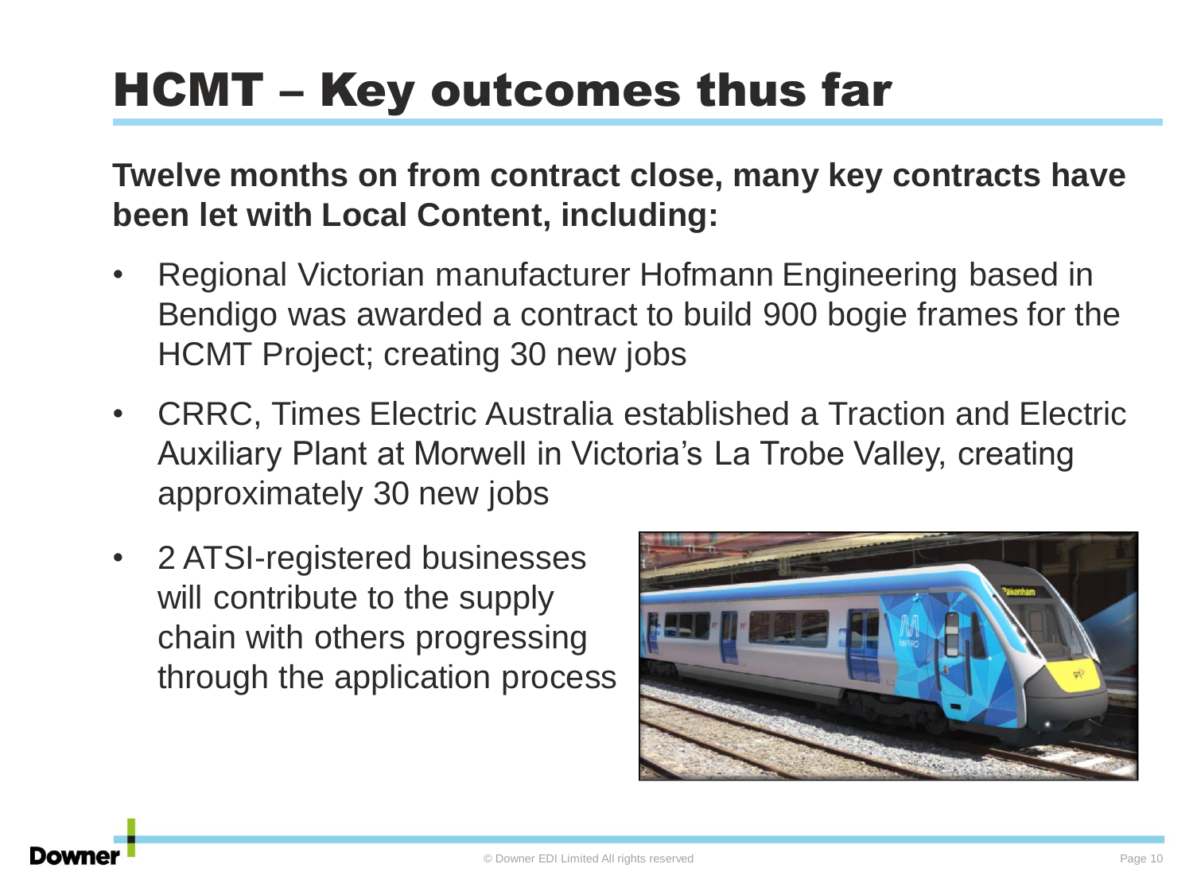# HCMT – Key outcomes thus far

**Twelve months on from contract close, many key contracts have been let with Local Content, including:**

- Regional Victorian manufacturer Hofmann Engineering based in Bendigo was awarded a contract to build 900 bogie frames for the HCMT Project; creating 30 new jobs
- CRRC, Times Electric Australia established a Traction and Electric Auxiliary Plant at Morwell in Victoria's La Trobe Valley, creating approximately 30 new jobs
- 2 ATSI-registered businesses will contribute to the supply chain with others progressing through the application process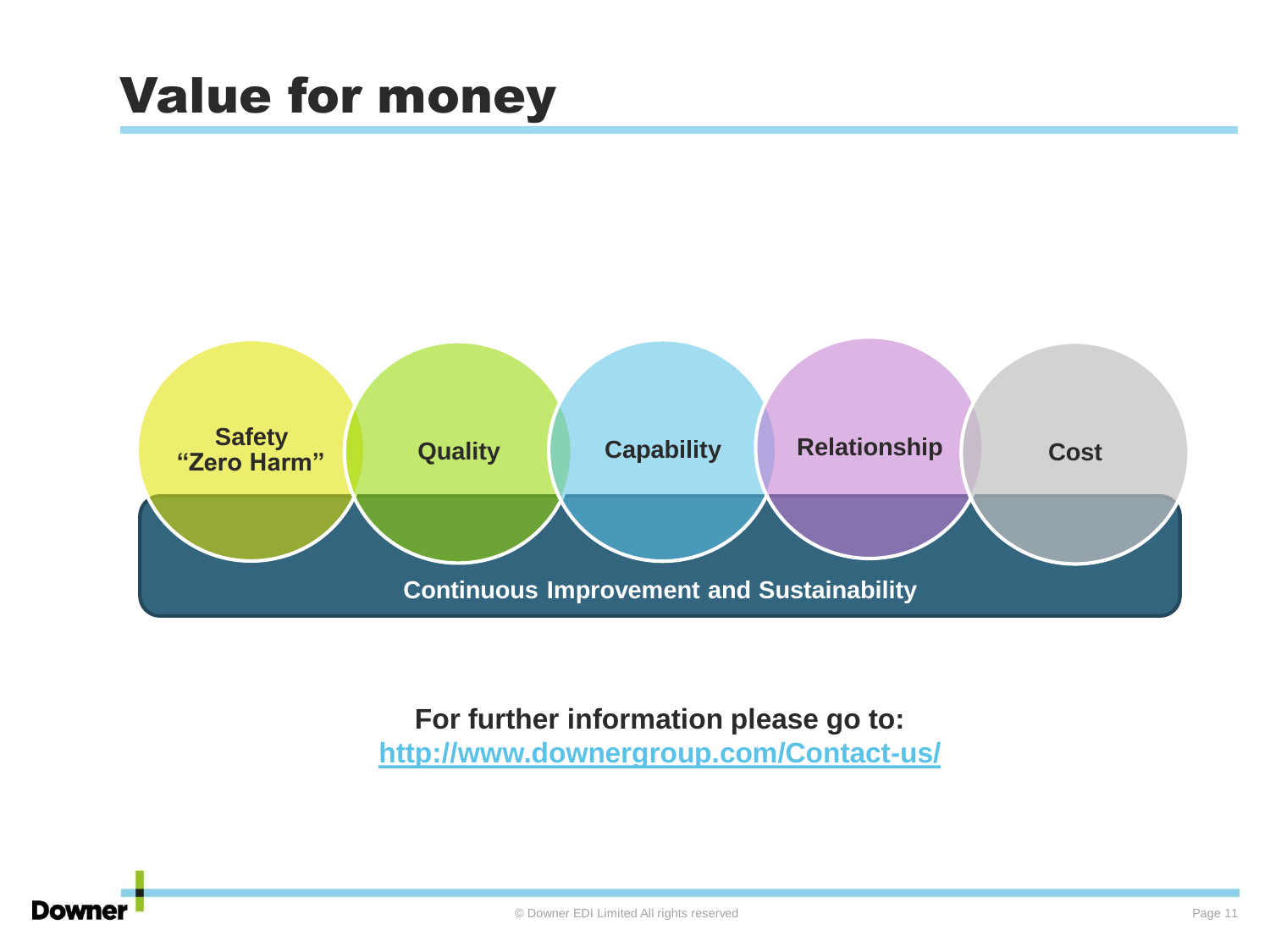# Value for money

Safety
"Zero Harm"

Quality

Capability

Relationship

Cost

Continuous Improvement and Sustainability

**For further information please go to:**
**http://www.downergroup.com/Contact-us/**